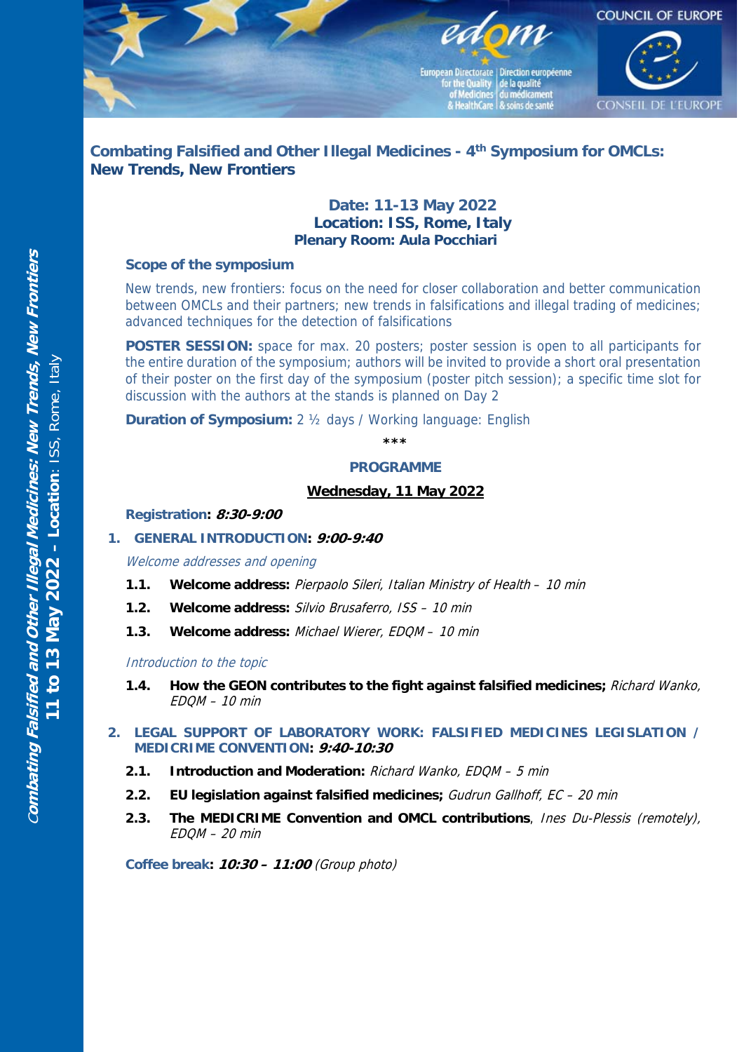# Combating Falsified and Other Illegal Medicines - 4th Symposium for OMCLs: New Trends, New Frontiers

**Date: 11-13 May 2022**
**Location: ISS, Rome, Italy**
**Plenary Room: Aula Pocchiari**

### Scope of the symposium

New trends, new frontiers: focus on the need for closer collaboration and better communication between OMCLs and their partners; new trends in falsifications and illegal trading of medicines; advanced techniques for the detection of falsifications

**POSTER SESSION:** space for max. 20 posters; poster session is open to all participants for the entire duration of the symposium; authors will be invited to provide a short oral presentation of their poster on the first day of the symposium (poster pitch session); a specific time slot for discussion with the authors at the stands is planned on Day 2

**Duration of Symposium:** 2 ½ days / Working language: English

***

## PROGRAMME

### Wednesday, 11 May 2022

**Registration: *8:30-9:00***

1. **GENERAL INTRODUCTION: *9:00-9:40***

   *Welcome addresses and opening*

   **1.1. Welcome address:** *Pierpaolo Sileri, Italian Ministry of Health – 10 min*

   **1.2. Welcome address:** *Silvio Brusaferro, ISS – 10 min*

   **1.3. Welcome address:** *Michael Wierer, EDQM – 10 min*

   *Introduction to the topic*

   **1.4. How the GEON contributes to the fight against falsified medicines;** *Richard Wanko, EDQM – 10 min*

2. **LEGAL SUPPORT OF LABORATORY WORK: FALSIFIED MEDICINES LEGISLATION / MEDICRIME CONVENTION: *9:40-10:30***

   **2.1. Introduction and Moderation:** *Richard Wanko, EDQM – 5 min*

   **2.2. EU legislation against falsified medicines;** *Gudrun Gallhoff, EC – 20 min*

   **2.3. The MEDICRIME Convention and OMCL contributions**, *Ines Du-Plessis (remotely), EDQM – 20 min*

**Coffee break: *10:30 – 11:00*** *(Group photo)*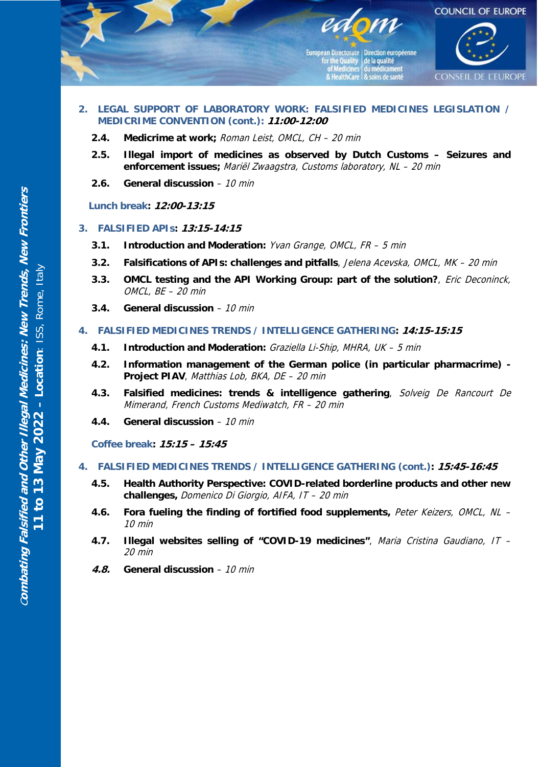## 2. LEGAL SUPPORT OF LABORATORY WORK: FALSIFIED MEDICINES LEGISLATION / MEDICRIME CONVENTION (cont.): *11:00-12:00*

**2.4. Medicrime at work;** *Roman Leist, OMCL, CH – 20 min*

**2.5. Illegal import of medicines as observed by Dutch Customs – Seizures and enforcement issues;** *Mariël Zwaagstra, Customs laboratory, NL – 20 min*

**2.6. General discussion** *– 10 min*

**Lunch break: *12:00-13:15***

## 3. FALSIFIED APIs: *13:15-14:15*

**3.1. Introduction and Moderation:** *Yvan Grange, OMCL, FR – 5 min*

**3.2. Falsifications of APIs: challenges and pitfalls**, *Jelena Acevska, OMCL, MK – 20 min*

**3.3. OMCL testing and the API Working Group: part of the solution?**, *Eric Deconinck, OMCL, BE – 20 min*

**3.4. General discussion** *– 10 min*

## 4. FALSIFIED MEDICINES TRENDS / INTELLIGENCE GATHERING: *14:15-15:15*

**4.1. Introduction and Moderation:** *Graziella Li-Ship, MHRA, UK – 5 min*

**4.2. Information management of the German police (in particular pharmacrime) - Project PIAV**, *Matthias Lob, BKA, DE – 20 min*

**4.3. Falsified medicines: trends & intelligence gathering**, *Solveig De Rancourt De Mimerand, French Customs Mediwatch, FR – 20 min*

**4.4. General discussion** *– 10 min*

**Coffee break: *15:15 – 15:45***

## 4. FALSIFIED MEDICINES TRENDS / INTELLIGENCE GATHERING (cont.): *15:45-16:45*

**4.5. Health Authority Perspective: COVID-related borderline products and other new challenges,** *Domenico Di Giorgio, AIFA, IT – 20 min*

**4.6. Fora fueling the finding of fortified food supplements,** *Peter Keizers, OMCL, NL – 10 min*

**4.7. Illegal websites selling of “COVID-19 medicines”**, *Maria Cristina Gaudiano, IT – 20 min*

***4.8.*** **General discussion** *– 10 min*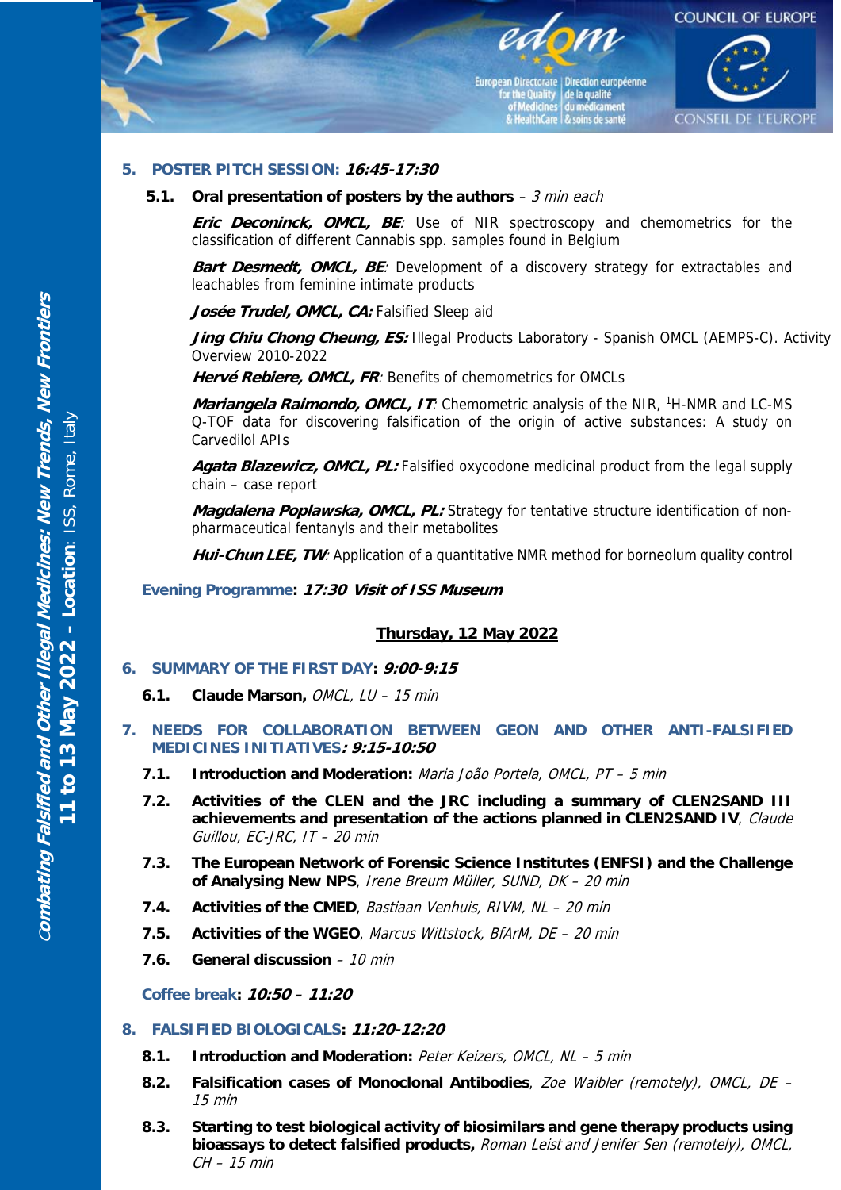## 5. POSTER PITCH SESSION: *16:45-17:30*

**5.1. Oral presentation of posters by the authors** – *3 min each*

***Eric Deconinck, OMCL, BE***: Use of NIR spectroscopy and chemometrics for the classification of different Cannabis spp. samples found in Belgium

***Bart Desmedt, OMCL, BE***: Development of a discovery strategy for extractables and leachables from feminine intimate products

***Josée Trudel, OMCL, CA:*** Falsified Sleep aid

***Jing Chiu Chong Cheung, ES:*** Illegal Products Laboratory - Spanish OMCL (AEMPS-C). Activity Overview 2010-2022

***Hervé Rebiere, OMCL, FR***: Benefits of chemometrics for OMCLs

***Mariangela Raimondo, OMCL, IT***: Chemometric analysis of the NIR, $^{1}$H-NMR and LC-MS Q-TOF data for discovering falsification of the origin of active substances: A study on Carvedilol APIs

***Agata Blazewicz, OMCL, PL:*** Falsified oxycodone medicinal product from the legal supply chain – case report

***Magdalena Poplawska, OMCL, PL:*** Strategy for tentative structure identification of non-pharmaceutical fentanyls and their metabolites

***Hui-Chun LEE, TW***: Application of a quantitative NMR method for borneolum quality control

**Evening Programme: *17:30 Visit of ISS Museum***

**Thursday, 12 May 2022**

## 6. SUMMARY OF THE FIRST DAY: *9:00-9:15*

**6.1. Claude Marson,** *OMCL, LU – 15 min*

## 7. NEEDS FOR COLLABORATION BETWEEN GEON AND OTHER ANTI-FALSIFIED MEDICINES INITIATIVES: *9:15-10:50*

**7.1. Introduction and Moderation:** *Maria João Portela, OMCL, PT – 5 min*

**7.2. Activities of the CLEN and the JRC including a summary of CLEN2SAND III achievements and presentation of the actions planned in CLEN2SAND IV**, *Claude Guillou, EC-JRC, IT – 20 min*

**7.3. The European Network of Forensic Science Institutes (ENFSI) and the Challenge of Analysing New NPS**, *Irene Breum Müller, SUND, DK – 20 min*

**7.4. Activities of the CMED**, *Bastiaan Venhuis, RIVM, NL – 20 min*

**7.5. Activities of the WGEO**, *Marcus Wittstock, BfArM, DE – 20 min*

**7.6. General discussion** – *10 min*

**Coffee break: *10:50 – 11:20***

## 8. FALSIFIED BIOLOGICALS: *11:20-12:20*

**8.1. Introduction and Moderation:** *Peter Keizers, OMCL, NL – 5 min*

**8.2. Falsification cases of Monoclonal Antibodies**, *Zoe Waibler (remotely), OMCL, DE – 15 min*

**8.3. Starting to test biological activity of biosimilars and gene therapy products using bioassays to detect falsified products,** *Roman Leist and Jenifer Sen (remotely), OMCL, CH – 15 min*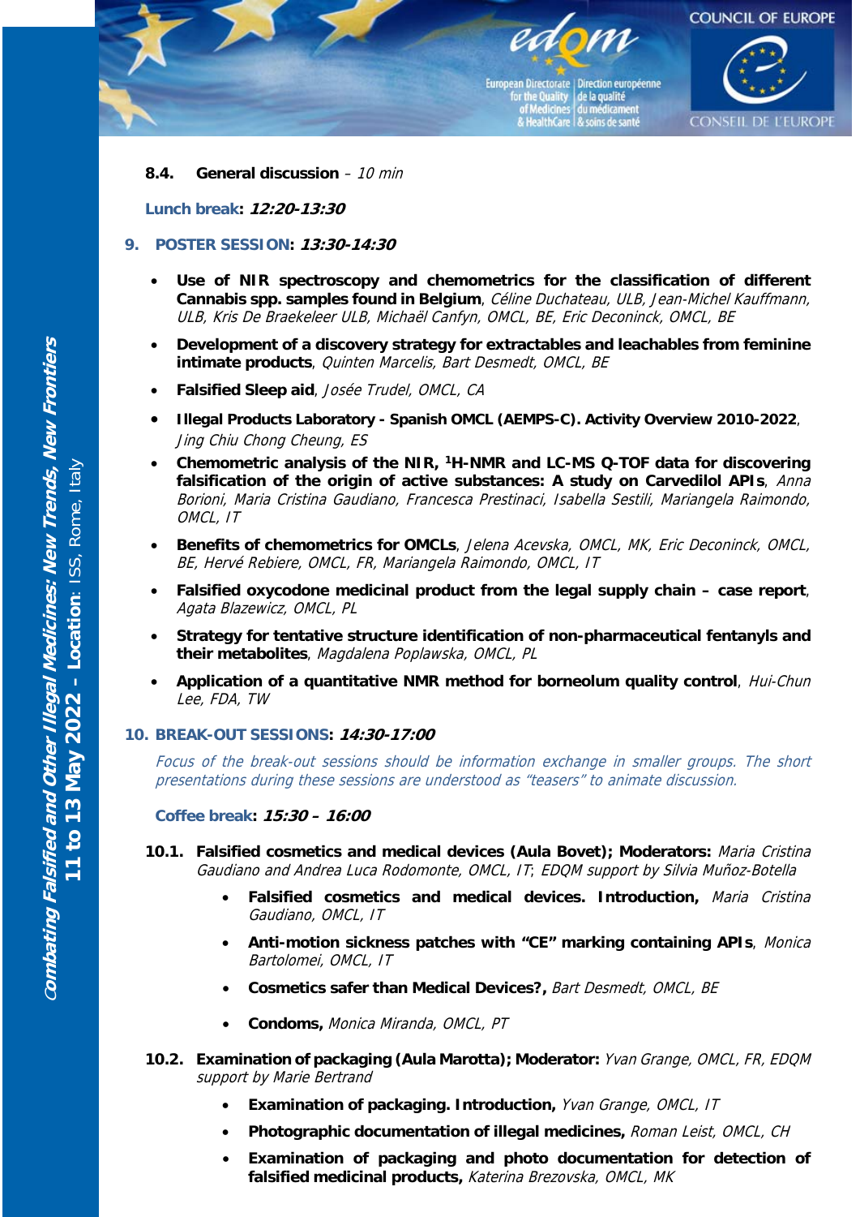**8.4. General discussion** – *10 min*

**Lunch break: *12:20-13:30***

## 9. POSTER SESSION: *13:30-14:30*

- **Use of NIR spectroscopy and chemometrics for the classification of different Cannabis spp. samples found in Belgium**, *Céline Duchateau, ULB, Jean-Michel Kauffmann, ULB, Kris De Braekeleer ULB, Michaël Canfyn, OMCL, BE, Eric Deconinck, OMCL, BE*
- **Development of a discovery strategy for extractables and leachables from feminine intimate products**, *Quinten Marcelis, Bart Desmedt, OMCL, BE*
- **Falsified Sleep aid**, *Josée Trudel, OMCL, CA*
- **Illegal Products Laboratory - Spanish OMCL (AEMPS-C). Activity Overview 2010-2022**, *Jing Chiu Chong Cheung, ES*
- **Chemometric analysis of the NIR, $^{1}$H-NMR and LC-MS Q-TOF data for discovering falsification of the origin of active substances: A study on Carvedilol APIs**, *Anna Borioni, Maria Cristina Gaudiano, Francesca Prestinaci, Isabella Sestili, Mariangela Raimondo, OMCL, IT*
- **Benefits of chemometrics for OMCLs**, *Jelena Acevska, OMCL, MK, Eric Deconinck, OMCL, BE, Hervé Rebiere, OMCL, FR, Mariangela Raimondo, OMCL, IT*
- **Falsified oxycodone medicinal product from the legal supply chain – case report**, *Agata Blazewicz, OMCL, PL*
- **Strategy for tentative structure identification of non-pharmaceutical fentanyls and their metabolites**, *Magdalena Poplawska, OMCL, PL*
- **Application of a quantitative NMR method for borneolum quality control**, *Hui-Chun Lee, FDA, TW*

## 10. BREAK-OUT SESSIONS: *14:30-17:00*

*Focus of the break-out sessions should be information exchange in smaller groups. The short presentations during these sessions are understood as "teasers" to animate discussion.*

**Coffee break: *15:30 – 16:00***

**10.1. Falsified cosmetics and medical devices (Aula Bovet); Moderators:** *Maria Cristina Gaudiano and Andrea Luca Rodomonte, OMCL, IT*; *EDQM support by Silvia Muñoz-Botella*

- **Falsified cosmetics and medical devices. Introduction,** *Maria Cristina Gaudiano, OMCL, IT*
- **Anti-motion sickness patches with "CE" marking containing APIs**, *Monica Bartolomei, OMCL, IT*
- **Cosmetics safer than Medical Devices?,** *Bart Desmedt, OMCL, BE*
- **Condoms,** *Monica Miranda, OMCL, PT*

**10.2. Examination of packaging (Aula Marotta); Moderator:** *Yvan Grange, OMCL, FR, EDQM support by Marie Bertrand*

- **Examination of packaging. Introduction,** *Yvan Grange, OMCL, IT*
- **Photographic documentation of illegal medicines,** *Roman Leist, OMCL, CH*
- **Examination of packaging and photo documentation for detection of falsified medicinal products,** *Katerina Brezovska, OMCL, MK*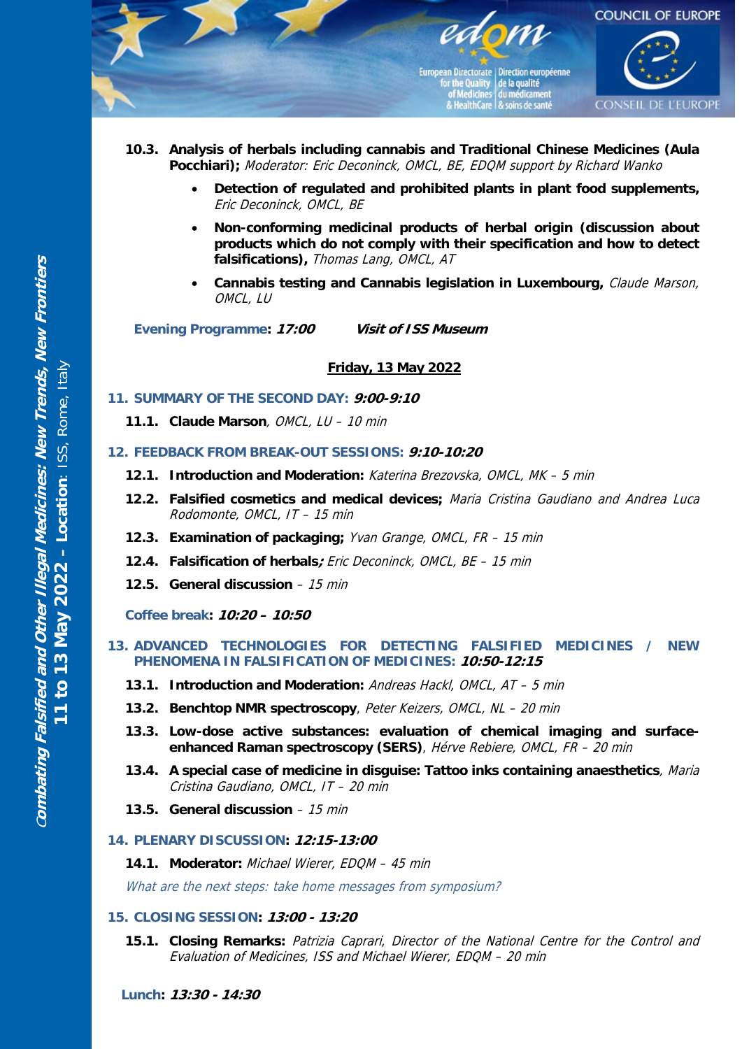**10.3. Analysis of herbals including cannabis and Traditional Chinese Medicines (Aula Pocchiari);** *Moderator: Eric Deconinck, OMCL, BE, EDQM support by Richard Wanko*

- **Detection of regulated and prohibited plants in plant food supplements,** *Eric Deconinck, OMCL, BE*
- **Non-conforming medicinal products of herbal origin (discussion about products which do not comply with their specification and how to detect falsifications),** *Thomas Lang, OMCL, AT*
- **Cannabis testing and Cannabis legislation in Luxembourg,** *Claude Marson, OMCL, LU*

**Evening Programme: *17:00*** ***Visit of ISS Museum***

**Friday, 13 May 2022**

## 11. SUMMARY OF THE SECOND DAY: *9:00-9:10*

**11.1. Claude Marson**, *OMCL, LU – 10 min*

## 12. FEEDBACK FROM BREAK-OUT SESSIONS: *9:10-10:20*

**12.1. Introduction and Moderation:** *Katerina Brezovska, OMCL, MK – 5 min*

**12.2. Falsified cosmetics and medical devices;** *Maria Cristina Gaudiano and Andrea Luca Rodomonte, OMCL, IT – 15 min*

**12.3. Examination of packaging;** *Yvan Grange, OMCL, FR – 15 min*

**12.4. Falsification of herbals;** *Eric Deconinck, OMCL, BE – 15 min*

**12.5. General discussion** – *15 min*

**Coffee break: *10:20 – 10:50***

## 13. ADVANCED TECHNOLOGIES FOR DETECTING FALSIFIED MEDICINES / NEW PHENOMENA IN FALSIFICATION OF MEDICINES: *10:50-12:15*

**13.1. Introduction and Moderation:** *Andreas Hackl, OMCL, AT – 5 min*

**13.2. Benchtop NMR spectroscopy**, *Peter Keizers, OMCL, NL – 20 min*

**13.3. Low-dose active substances: evaluation of chemical imaging and surface-enhanced Raman spectroscopy (SERS)**, *Hérve Rebiere, OMCL, FR – 20 min*

**13.4. A special case of medicine in disguise: Tattoo inks containing anaesthetics**, *Maria Cristina Gaudiano, OMCL, IT – 20 min*

**13.5. General discussion** – *15 min*

## 14. PLENARY DISCUSSION: *12:15-13:00*

**14.1. Moderator:** *Michael Wierer, EDQM – 45 min*

*What are the next steps: take home messages from symposium?*

## 15. CLOSING SESSION: *13:00 - 13:20*

**15.1. Closing Remarks:** *Patrizia Caprari, Director of the National Centre for the Control and Evaluation of Medicines, ISS and Michael Wierer, EDQM – 20 min*

**Lunch: *13:30 - 14:30***